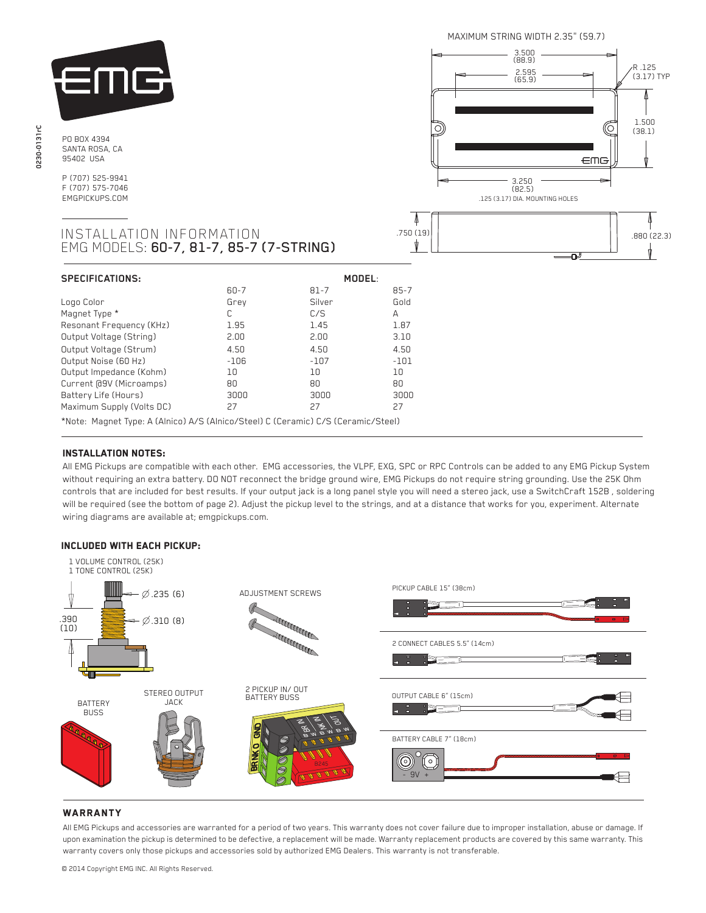PO BOX 4394
SANTA ROSA, CA
95402 USA

P (707) 525-9941
F (707) 575-7046
EMGPICKUPS.COM

# INSTALLATION INFORMATION
## EMG MODELS: 60-7, 81-7, 85-7 (7-STRING)

MAXIMUM STRING WIDTH 2.35" (59.7)

3.500 (88.9)
2.595 (65.9)
R .125 (3.17) TYP
1.500 (38.1)
3.250 (82.5)
.125 (3.17) DIA. MOUNTING HOLES
.750 (19)
.880 (22.3)

### SPECIFICATIONS:

| | MODEL: | | |
|---|---|---|---|
| | 60-7 | 81-7 | 85-7 |
| Logo Color | Grey | Silver | Gold |
| Magnet Type * | C | C/S | A |
| Resonant Frequency (KHz) | 1.95 | 1.45 | 1.87 |
| Output Voltage (String) | 2.00 | 2.00 | 3.10 |
| Output Voltage (Strum) | 4.50 | 4.50 | 4.50 |
| Output Noise (60 Hz) | -106 | -107 | -101 |
| Output Impedance (Kohm) | 10 | 10 | 10 |
| Current @9V (Microamps) | 80 | 80 | 80 |
| Battery Life (Hours) | 3000 | 3000 | 3000 |
| Maximum Supply (Volts DC) | 27 | 27 | 27 |

*Note: Magnet Type: A (Alnico) A/S (Alnico/Steel) C (Ceramic) C/S (Ceramic/Steel)

### INSTALLATION NOTES:

All EMG Pickups are compatible with each other. EMG accessories, the VLPF, EXG, SPC or RPC Controls can be added to any EMG Pickup System without requiring an extra battery. DO NOT reconnect the bridge ground wire, EMG Pickups do not require string grounding. Use the 25K Ohm controls that are included for best results. If your output jack is a long panel style you will need a stereo jack, use a SwitchCraft 152B , soldering will be required (see the bottom of page 2). Adjust the pickup level to the strings, and at a distance that works for you, experiment. Alternate wiring diagrams are available at; emgpickups.com.

### INCLUDED WITH EACH PICKUP:

1 VOLUME CONTROL (25K)
1 TONE CONTROL (25K)

∅.235 (6)
∅.310 (8)
.390 (10)

ADJUSTMENT SCREWS

PICKUP CABLE 15" (38cm)

2 CONNECT CABLES 5.5" (14cm)

BATTERY BUSS

STEREO OUTPUT JACK

2 PICKUP IN/ OUT BATTERY BUSS

OUTPUT CABLE 6" (15cm)

BATTERY CABLE 7" (18cm)

### WARRANTY

All EMG Pickups and accessories are warranted for a period of two years. This warranty does not cover failure due to improper installation, abuse or damage. If upon examination the pickup is determined to be defective, a replacement will be made. Warranty replacement products are covered by this same warranty. This warranty covers only those pickups and accessories sold by authorized EMG Dealers. This warranty is not transferable.

© 2014 Copyright EMG INC. All Rights Reserved.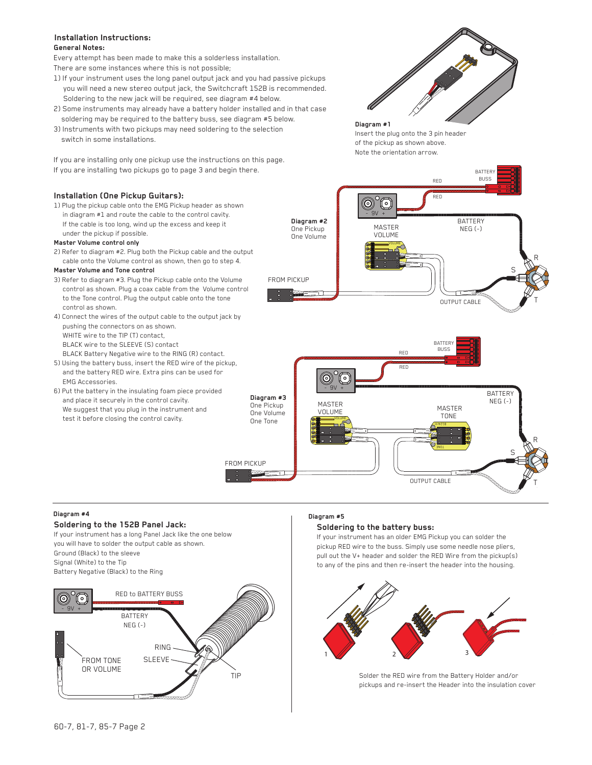## Installation Instructions:

**General Notes:**

Every attempt has been made to make this a solderless installation.
There are some instances where this is not possible;

1) If your instrument uses the long panel output jack and you had passive pickups you will need a new stereo output jack, the Switchcraft 152B is recommended. Soldering to the new jack will be required, see diagram #4 below.
2) Some instruments may already have a battery holder installed and in that case soldering may be required to the battery buss, see diagram #5 below.
3) Instruments with two pickups may need soldering to the selection switch in some installations.

If you are installing only one pickup use the instructions on this page.
If you are installing two pickups go to page 3 and begin there.

**Diagram #1**
Insert the plug onto the 3 pin header of the pickup as shown above.
Note the orientation arrow.

## Installation (One Pickup Guitars):

1) Plug the pickup cable onto the EMG Pickup header as shown in diagram #1 and route the cable to the control cavity. If the cable is too long, wind up the excess and keep it under the pickup if possible.

**Master Volume control only**

2) Refer to diagram #2. Plug both the Pickup cable and the output cable onto the Volume control as shown, then go to step 4.

**Master Volume and Tone control**

3) Refer to diagram #3. Plug the Pickup cable onto the Volume control as shown. Plug a coax cable from the Volume control to the Tone control. Plug the output cable onto the tone control as shown.
4) Connect the wires of the output cable to the output jack by pushing the connectors on as shown.
   WHITE wire to the TIP (T) contact,
   BLACK wire to the SLEEVE (S) contact
   BLACK Battery Negative wire to the RING (R) contact.
5) Using the battery buss, insert the RED wire of the pickup, and the battery RED wire. Extra pins can be used for EMG Accessories.
6) Put the battery in the insulating foam piece provided and place it securely in the control cavity. We suggest that you plug in the instrument and test it before closing the control cavity.

**Diagram #2**
One Pickup
One Volume

**Diagram #3**
One Pickup
One Volume
One Tone

**Diagram #4**

### Soldering to the 152B Panel Jack:

If your instrument has a long Panel Jack like the one below you will have to solder the output cable as shown.
Ground (Black) to the sleeve
Signal (White) to the Tip
Battery Negative (Black) to the Ring

**Diagram #5**

### Soldering to the battery buss:

If your instrument has an older EMG Pickup you can solder the pickup RED wire to the buss. Simply use some needle nose pliers, pull out the V+ header and solder the RED Wire from the pickup(s) to any of the pins and then re-insert the header into the housing.

Solder the RED wire from the Battery Holder and/or pickups and re-insert the Header into the insulation cover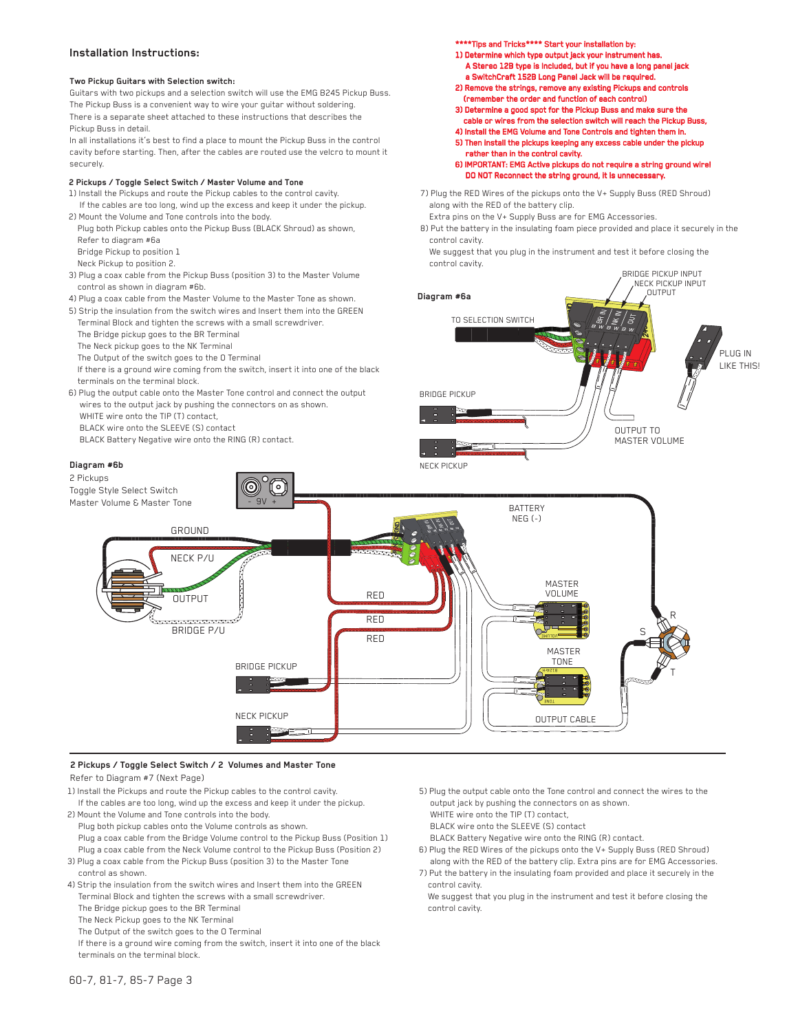## Installation Instructions:

**Two Pickup Guitars with Selection switch:**

Guitars with two pickups and a selection switch will use the EMG B245 Pickup Buss. The Pickup Buss is a convenient way to wire your guitar without soldering. There is a separate sheet attached to these instructions that describes the Pickup Buss in detail.

In all installations it's best to find a place to mount the Pickup Buss in the control cavity before starting. Then, after the cables are routed use the velcro to mount it securely.

**2 Pickups / Toggle Select Switch / Master Volume and Tone**

1) Install the Pickups and route the Pickup cables to the control cavity.
   If the cables are too long, wind up the excess and keep it under the pickup.
2) Mount the Volume and Tone controls into the body.
   Plug both Pickup cables onto the Pickup Buss (BLACK Shroud) as shown,
   Refer to diagram #6a
   Bridge Pickup to position 1
   Neck Pickup to position 2.
3) Plug a coax cable from the Pickup Buss (position 3) to the Master Volume control as shown in diagram #6b.
4) Plug a coax cable from the Master Volume to the Master Tone as shown.
5) Strip the insulation from the switch wires and Insert them into the GREEN Terminal Block and tighten the screws with a small screwdriver.
   The Bridge pickup goes to the BR Terminal
   The Neck pickup goes to the NK Terminal
   The Output of the switch goes to the O Terminal
   If there is a ground wire coming from the switch, insert it into one of the black terminals on the terminal block.
6) Plug the output cable onto the Master Tone control and connect the output wires to the output jack by pushing the connectors on as shown.
   WHITE wire onto the TIP (T) contact,
   BLACK wire onto the SLEEVE (S) contact
   BLACK Battery Negative wire onto the RING (R) contact.

**\*\*\*\*Tips and Tricks\*\*\*\* Start your installation by:**

**1) Determine which type output jack your instrument has.**
**A Stereo 12B type is included, but if you have a long panel jack a SwitchCraft 152B Long Panel Jack will be required.**
**2) Remove the strings, remove any existing Pickups and controls (remember the order and function of each control)**
**3) Determine a good spot for the Pickup Buss and make sure the cable or wires from the selection switch will reach the Pickup Buss,**
**4) Install the EMG Volume and Tone Controls and tighten them in.**
**5) Then install the pickups keeping any excess cable under the pickup rather than in the control cavity.**
**6) IMPORTANT: EMG Active pickups do not require a string ground wire! DO NOT Reconnect the string ground, it is unnecessary.**

7) Plug the RED Wires of the pickups onto the V+ Supply Buss (RED Shroud) along with the RED of the battery clip.
   Extra pins on the V+ Supply Buss are for EMG Accessories.
8) Put the battery in the insulating foam piece provided and place it securely in the control cavity.
   We suggest that you plug in the instrument and test it before closing the control cavity.

**Diagram #6a**

TO SELECTION SWITCH, BRIDGE PICKUP INPUT, NECK PICKUP INPUT, OUTPUT, PLUG IN LIKE THIS!, BRIDGE PICKUP, NECK PICKUP, OUTPUT TO MASTER VOLUME

**Diagram #6b**

2 Pickups
Toggle Style Select Switch
Master Volume & Master Tone

GROUND, NECK P/U, OUTPUT, BRIDGE P/U, 9V, RED, RED, RED, BATTERY NEG (-), MASTER VOLUME, MASTER TONE, BRIDGE PICKUP, NECK PICKUP, OUTPUT CABLE, S, R, T

**2 Pickups / Toggle Select Switch / 2 Volumes and Master Tone**

Refer to Diagram #7 (Next Page)

1) Install the Pickups and route the Pickup cables to the control cavity.
   If the cables are too long, wind up the excess and keep it under the pickup.
2) Mount the Volume and Tone controls into the body.
   Plug both pickup cables onto the Volume controls as shown.
   Plug a coax cable from the Bridge Volume control to the Pickup Buss (Position 1)
   Plug a coax cable from the Neck Volume control to the Pickup Buss (Position 2)
3) Plug a coax cable from the Pickup Buss (position 3) to the Master Tone control as shown.
4) Strip the insulation from the switch wires and Insert them into the GREEN Terminal Block and tighten the screws with a small screwdriver.
   The Bridge pickup goes to the BR Terminal
   The Neck Pickup goes to the NK Terminal
   The Output of the switch goes to the O Terminal
   If there is a ground wire coming from the switch, insert it into one of the black terminals on the terminal block.
5) Plug the output cable onto the Tone control and connect the wires to the output jack by pushing the connectors on as shown.
   WHITE wire onto the TIP (T) contact,
   BLACK wire onto the SLEEVE (S) contact
   BLACK Battery Negative wire onto the RING (R) contact.
6) Plug the RED Wires of the pickups onto the V+ Supply Buss (RED Shroud) along with the RED of the battery clip. Extra pins are for EMG Accessories.
7) Put the battery in the insulating foam provided and place it securely in the control cavity.
   We suggest that you plug in the instrument and test it before closing the control cavity.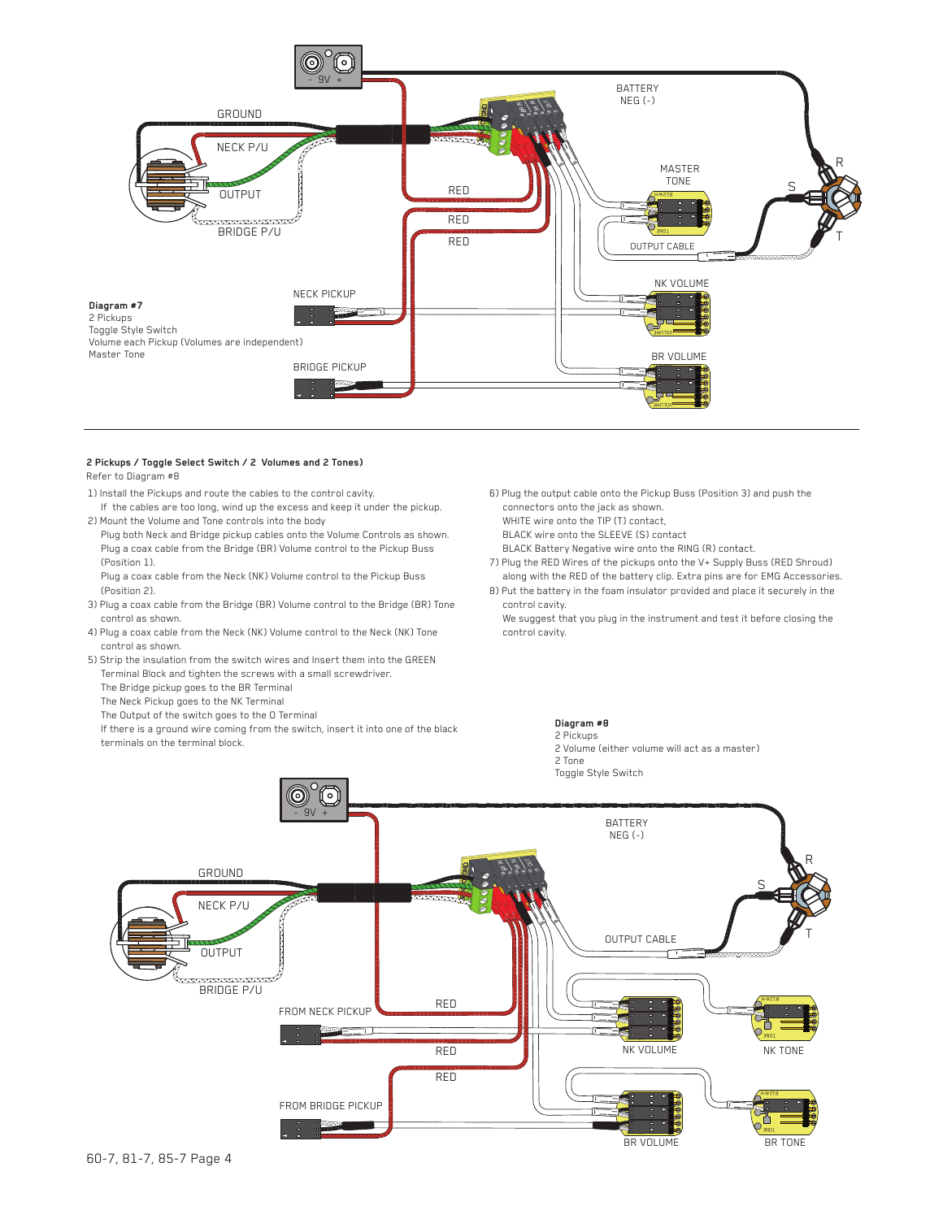GROUND

NECK P/U

OUTPUT

BRIDGE P/U

BATTERY NEG (-)

MASTER TONE

R

S

T

RED

RED

RED

OUTPUT CABLE

NECK PICKUP

NK VOLUME

BRIDGE PICKUP

BR VOLUME

**Diagram #7**
2 Pickups
Toggle Style Switch
Volume each Pickup (Volumes are independent)
Master Tone

---

**2 Pickups / Toggle Select Switch / 2 Volumes and 2 Tones)**

Refer to Diagram #8

1) Install the Pickups and route the cables to the control cavity.
   If the cables are too long, wind up the excess and keep it under the pickup.
2) Mount the Volume and Tone controls into the body
   Plug both Neck and Bridge pickup cables onto the Volume Controls as shown.
   Plug a coax cable from the Bridge (BR) Volume control to the Pickup Buss (Position 1).
   Plug a coax cable from the Neck (NK) Volume control to the Pickup Buss (Position 2).
3) Plug a coax cable from the Bridge (BR) Volume control to the Bridge (BR) Tone control as shown.
4) Plug a coax cable from the Neck (NK) Volume control to the Neck (NK) Tone control as shown.
5) Strip the insulation from the switch wires and Insert them into the GREEN Terminal Block and tighten the screws with a small screwdriver.
   The Bridge pickup goes to the BR Terminal
   The Neck Pickup goes to the NK Terminal
   The Output of the switch goes to the O Terminal
   If there is a ground wire coming from the switch, insert it into one of the black terminals on the terminal block.
6) Plug the output cable onto the Pickup Buss (Position 3) and push the connectors onto the jack as shown.
   WHITE wire onto the TIP (T) contact,
   BLACK wire onto the SLEEVE (S) contact
   BLACK Battery Negative wire onto the RING (R) contact.
7) Plug the RED Wires of the pickups onto the V+ Supply Buss (RED Shroud) along with the RED of the battery clip. Extra pins are for EMG Accessories.
8) Put the battery in the foam insulator provided and place it securely in the control cavity.
   We suggest that you plug in the instrument and test it before closing the control cavity.

**Diagram #8**
2 Pickups
2 Volume (either volume will act as a master)
2 Tone
Toggle Style Switch

GROUND

NECK P/U

OUTPUT

BRIDGE P/U

BATTERY NEG (-)

R

S

T

OUTPUT CABLE

FROM NECK PICKUP

RED

RED

RED

NK VOLUME

NK TONE

FROM BRIDGE PICKUP

BR VOLUME

BR TONE

60-7, 81-7, 85-7 Page 4